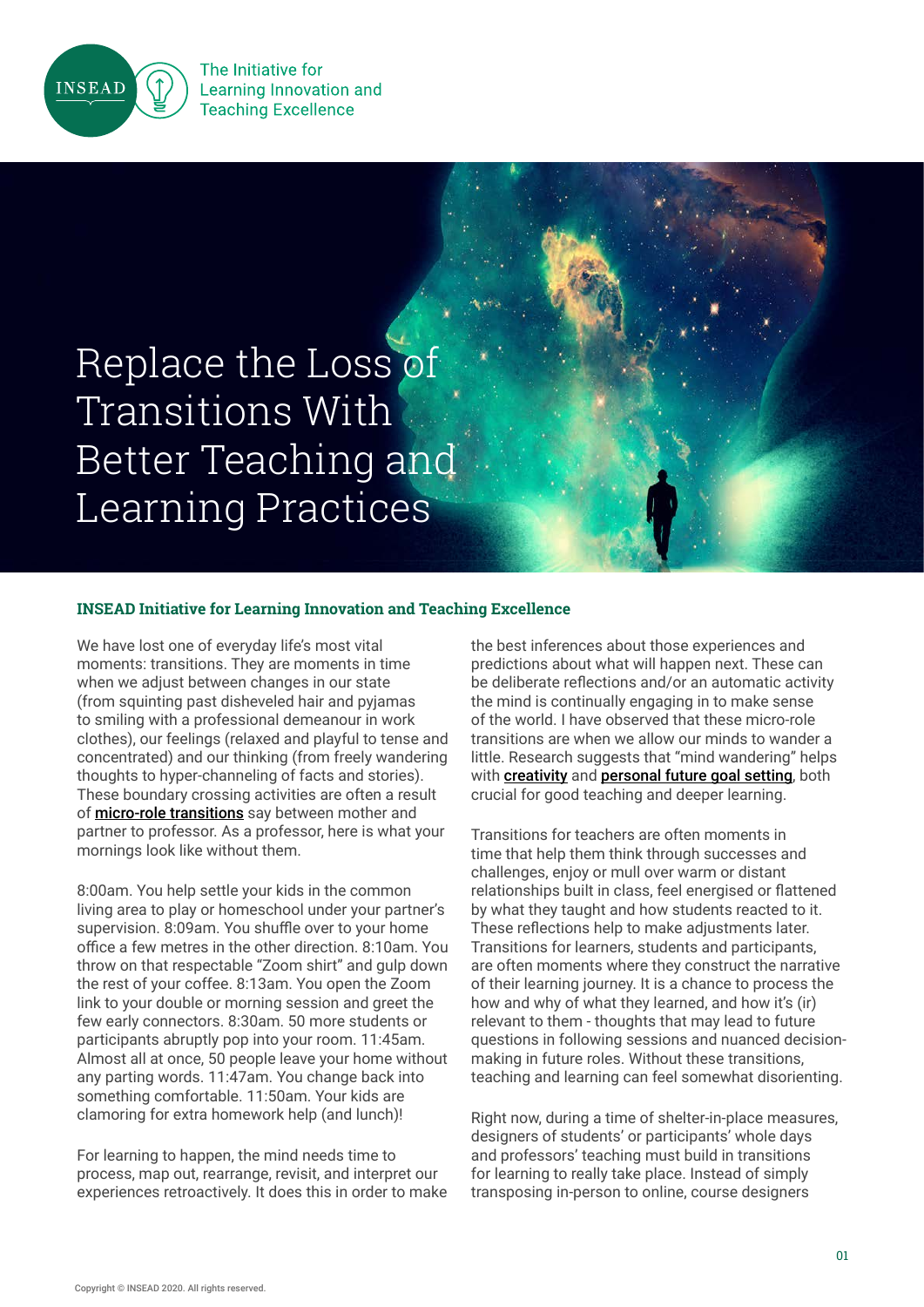The Initiative for Learning Innovation and Teaching Excellence

# Replace the Loss of Transitions With Better Teaching and Learning Practices

**INSEAD Initiative for Learning Innovation and Teaching Excellence**

We have lost one of everyday life's most vital moments: transitions. They are moments in time when we adjust between changes in our state (from squinting past disheveled hair and pyjamas to smiling with a professional demeanour in work clothes), our feelings (relaxed and playful to tense and concentrated) and our thinking (from freely wandering thoughts to hyper-channeling of facts and stories). These boundary crossing activities are often a result of **micro-role transitions** say between mother and partner to professor. As a professor, here is what your mornings look like without them.

8:00am. You help settle your kids in the common living area to play or homeschool under your partner's supervision. 8:09am. You shuffle over to your home office a few metres in the other direction. 8:10am. You throw on that respectable "Zoom shirt" and gulp down the rest of your coffee. 8:13am. You open the Zoom link to your double or morning session and greet the few early connectors. 8:30am. 50 more students or participants abruptly pop into your room. 11:45am. Almost all at once, 50 people leave your home without any parting words. 11:47am. You change back into something comfortable. 11:50am. Your kids are clamoring for extra homework help (and lunch)!

For learning to happen, the mind needs time to process, map out, rearrange, revisit, and interpret our experiences retroactively. It does this in order to make the best inferences about those experiences and predictions about what will happen next. These can be deliberate reflections and/or an automatic activity the mind is continually engaging in to make sense of the world. I have observed that these micro-role transitions are when we allow our minds to wander a little. Research suggests that "mind wandering" helps with **creativity** and **personal future goal setting**, both crucial for good teaching and deeper learning.

Transitions for teachers are often moments in time that help them think through successes and challenges, enjoy or mull over warm or distant relationships built in class, feel energised or flattened by what they taught and how students reacted to it. These reflections help to make adjustments later. Transitions for learners, students and participants, are often moments where they construct the narrative of their learning journey. It is a chance to process the how and why of what they learned, and how it's (ir) relevant to them - thoughts that may lead to future questions in following sessions and nuanced decision-making in future roles. Without these transitions, teaching and learning can feel somewhat disorienting.

Right now, during a time of shelter-in-place measures, designers of students' or participants' whole days and professors' teaching must build in transitions for learning to really take place. Instead of simply transposing in-person to online, course designers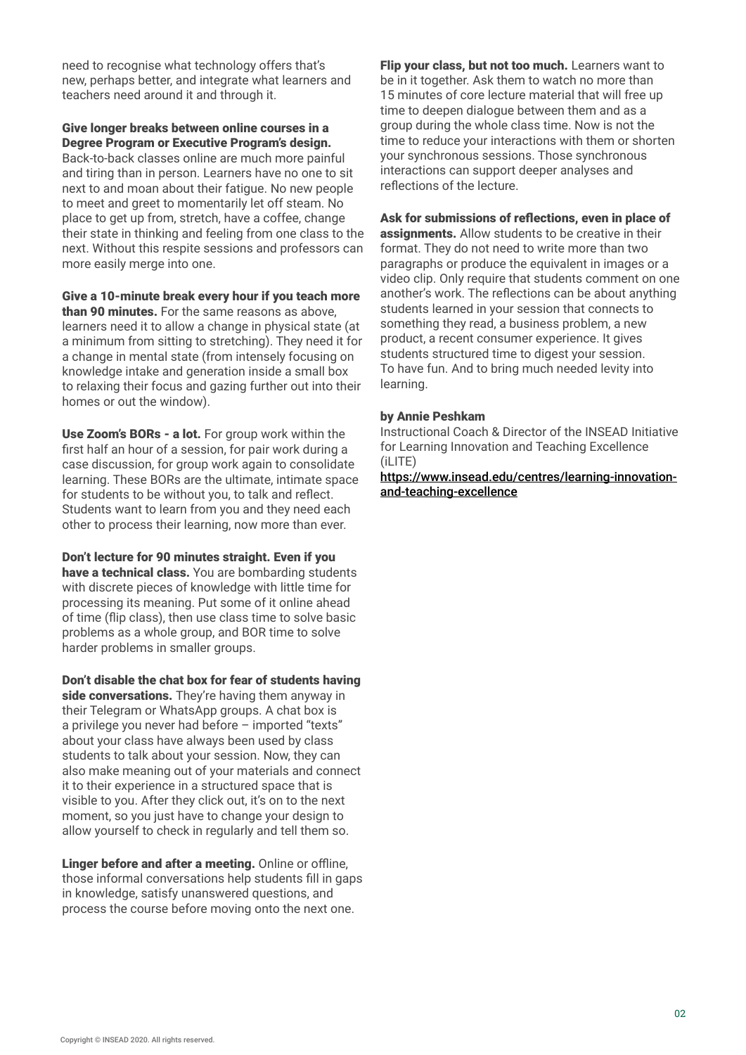need to recognise what technology offers that's new, perhaps better, and integrate what learners and teachers need around it and through it.

**Give longer breaks between online courses in a Degree Program or Executive Program's design.** Back-to-back classes online are much more painful and tiring than in person. Learners have no one to sit next to and moan about their fatigue. No new people to meet and greet to momentarily let off steam. No place to get up from, stretch, have a coffee, change their state in thinking and feeling from one class to the next. Without this respite sessions and professors can more easily merge into one.

**Give a 10-minute break every hour if you teach more than 90 minutes.** For the same reasons as above, learners need it to allow a change in physical state (at a minimum from sitting to stretching). They need it for a change in mental state (from intensely focusing on knowledge intake and generation inside a small box to relaxing their focus and gazing further out into their homes or out the window).

**Use Zoom's BORs - a lot.** For group work within the first half an hour of a session, for pair work during a case discussion, for group work again to consolidate learning. These BORs are the ultimate, intimate space for students to be without you, to talk and reflect. Students want to learn from you and they need each other to process their learning, now more than ever.

**Don't lecture for 90 minutes straight. Even if you have a technical class.** You are bombarding students with discrete pieces of knowledge with little time for processing its meaning. Put some of it online ahead of time (flip class), then use class time to solve basic problems as a whole group, and BOR time to solve harder problems in smaller groups.

**Don't disable the chat box for fear of students having side conversations.** They're having them anyway in their Telegram or WhatsApp groups. A chat box is a privilege you never had before – imported "texts" about your class have always been used by class students to talk about your session. Now, they can also make meaning out of your materials and connect it to their experience in a structured space that is visible to you. After they click out, it's on to the next moment, so you just have to change your design to allow yourself to check in regularly and tell them so.

**Linger before and after a meeting.** Online or offline, those informal conversations help students fill in gaps in knowledge, satisfy unanswered questions, and process the course before moving onto the next one.

**Flip your class, but not too much.** Learners want to be in it together. Ask them to watch no more than 15 minutes of core lecture material that will free up time to deepen dialogue between them and as a group during the whole class time. Now is not the time to reduce your interactions with them or shorten your synchronous sessions. Those synchronous interactions can support deeper analyses and reflections of the lecture.

**Ask for submissions of reflections, even in place of assignments.** Allow students to be creative in their format. They do not need to write more than two paragraphs or produce the equivalent in images or a video clip. Only require that students comment on one another's work. The reflections can be about anything students learned in your session that connects to something they read, a business problem, a new product, a recent consumer experience. It gives students structured time to digest your session. To have fun. And to bring much needed levity into learning.

**by Annie Peshkam**

Instructional Coach & Director of the INSEAD Initiative for Learning Innovation and Teaching Excellence (iLITE)

https://www.insead.edu/centres/learning-innovation-and-teaching-excellence

Copyright © INSEAD 2020. All rights reserved.